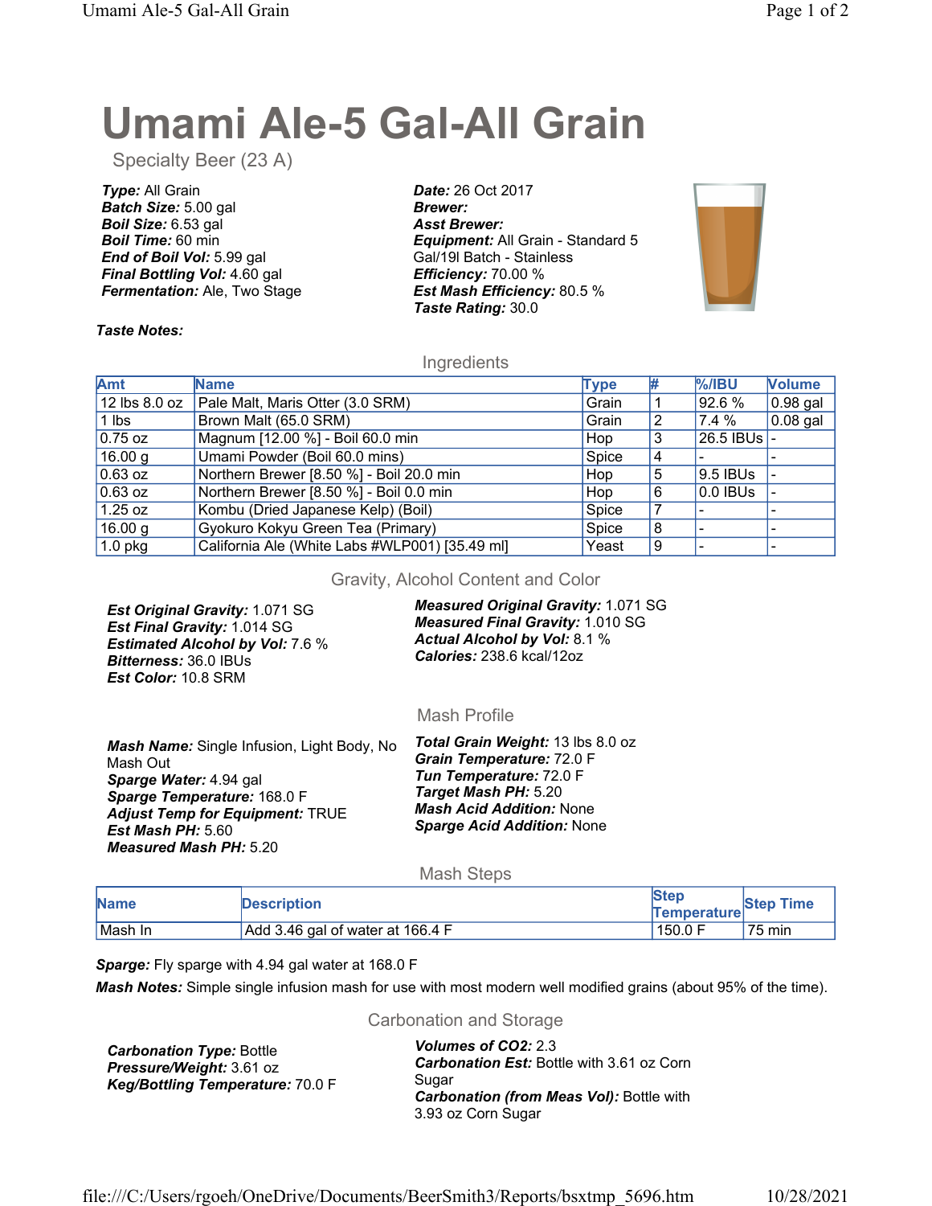# Umami Ale-5 Gal-All Grain

Specialty Beer (23 A)

***Type:*** All Grain
***Batch Size:*** 5.00 gal
***Boil Size:*** 6.53 gal
***Boil Time:*** 60 min
***End of Boil Vol:*** 5.99 gal
***Final Bottling Vol:*** 4.60 gal
***Fermentation:*** Ale, Two Stage

***Date:*** 26 Oct 2017
***Brewer:***
***Asst Brewer:***
***Equipment:*** All Grain - Standard 5 Gal/19l Batch - Stainless
***Efficiency:*** 70.00 %
***Est Mash Efficiency:*** 80.5 %
***Taste Rating:*** 30.0

***Taste Notes:***

## Ingredients

| Amt | Name | Type | # | %/IBU | Volume |
|---|---|---|---|---|---|
| 12 lbs 8.0 oz | Pale Malt, Maris Otter (3.0 SRM) | Grain | 1 | 92.6 % | 0.98 gal |
| 1 lbs | Brown Malt (65.0 SRM) | Grain | 2 | 7.4 % | 0.08 gal |
| 0.75 oz | Magnum [12.00 %] - Boil 60.0 min | Hop | 3 | 26.5 IBUs | - |
| 16.00 g | Umami Powder (Boil 60.0 mins) | Spice | 4 | - | - |
| 0.63 oz | Northern Brewer [8.50 %] - Boil 20.0 min | Hop | 5 | 9.5 IBUs | - |
| 0.63 oz | Northern Brewer [8.50 %] - Boil 0.0 min | Hop | 6 | 0.0 IBUs | - |
| 1.25 oz | Kombu (Dried Japanese Kelp) (Boil) | Spice | 7 | - | - |
| 16.00 g | Gyokuro Kokyu Green Tea (Primary) | Spice | 8 | - | - |
| 1.0 pkg | California Ale (White Labs #WLP001) [35.49 ml] | Yeast | 9 | - | - |

## Gravity, Alcohol Content and Color

***Est Original Gravity:*** 1.071 SG
***Est Final Gravity:*** 1.014 SG
***Estimated Alcohol by Vol:*** 7.6 %
***Bitterness:*** 36.0 IBUs
***Est Color:*** 10.8 SRM

***Measured Original Gravity:*** 1.071 SG
***Measured Final Gravity:*** 1.010 SG
***Actual Alcohol by Vol:*** 8.1 %
***Calories:*** 238.6 kcal/12oz

## Mash Profile

***Mash Name:*** Single Infusion, Light Body, No Mash Out
***Sparge Water:*** 4.94 gal
***Sparge Temperature:*** 168.0 F
***Adjust Temp for Equipment:*** TRUE
***Est Mash PH:*** 5.60
***Measured Mash PH:*** 5.20

***Total Grain Weight:*** 13 lbs 8.0 oz
***Grain Temperature:*** 72.0 F
***Tun Temperature:*** 72.0 F
***Target Mash PH:*** 5.20
***Mash Acid Addition:*** None
***Sparge Acid Addition:*** None

## Mash Steps

| Name | Description | Step Temperature | Step Time |
|---|---|---|---|
| Mash In | Add 3.46 gal of water at 166.4 F | 150.0 F | 75 min |

***Sparge:*** Fly sparge with 4.94 gal water at 168.0 F

***Mash Notes:*** Simple single infusion mash for use with most modern well modified grains (about 95% of the time).

## Carbonation and Storage

***Carbonation Type:*** Bottle
***Pressure/Weight:*** 3.61 oz
***Keg/Bottling Temperature:*** 70.0 F

***Volumes of CO2:*** 2.3
***Carbonation Est:*** Bottle with 3.61 oz Corn Sugar
***Carbonation (from Meas Vol):*** Bottle with 3.93 oz Corn Sugar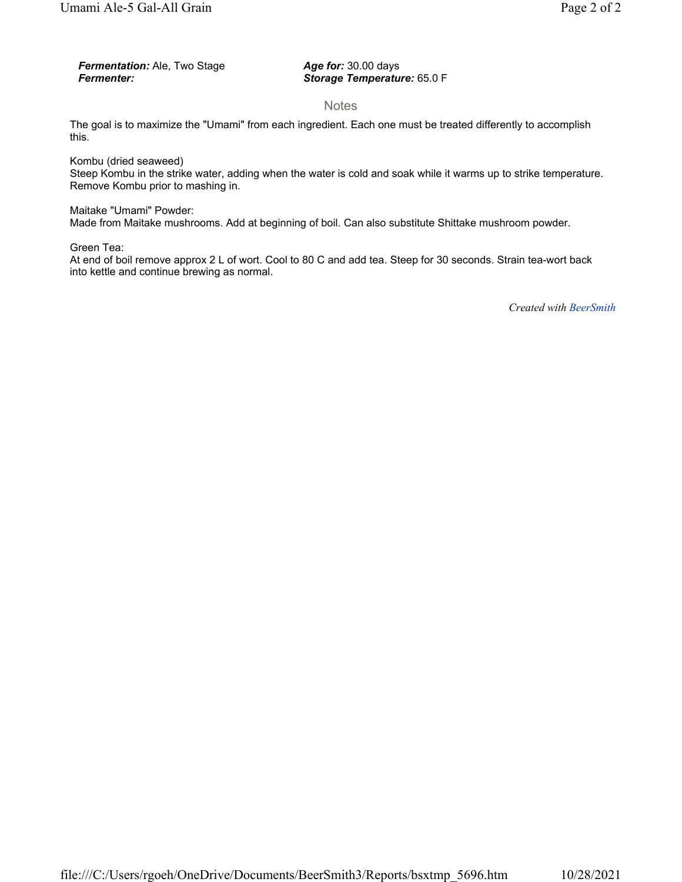***Fermentation:*** Ale, Two Stage
***Fermenter:***

***Age for:*** 30.00 days
***Storage Temperature:*** 65.0 F

## Notes

The goal is to maximize the "Umami" from each ingredient. Each one must be treated differently to accomplish this.

Kombu (dried seaweed)
Steep Kombu in the strike water, adding when the water is cold and soak while it warms up to strike temperature. Remove Kombu prior to mashing in.

Maitake "Umami" Powder:
Made from Maitake mushrooms. Add at beginning of boil. Can also substitute Shittake mushroom powder.

Green Tea:
At end of boil remove approx 2 L of wort. Cool to 80 C and add tea. Steep for 30 seconds. Strain tea-wort back into kettle and continue brewing as normal.

*Created with BeerSmith*